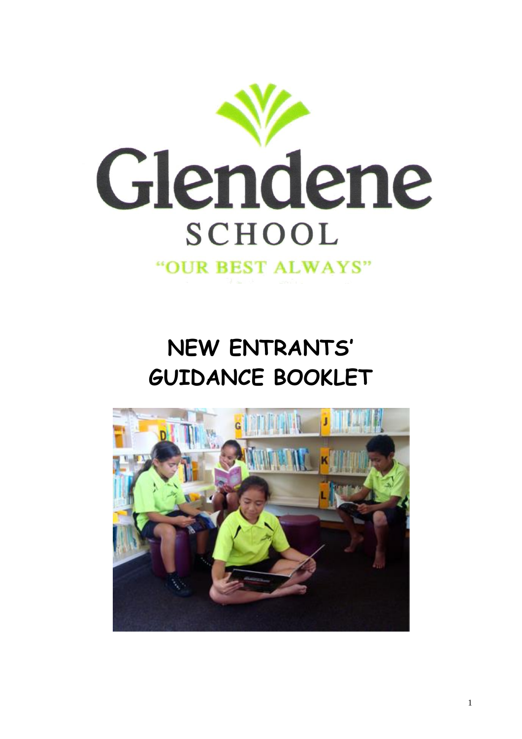# Glendene

## SCHOOL

"OUR BEST ALWAYS"

# NEW ENTRANTS' GUIDANCE BOOKLET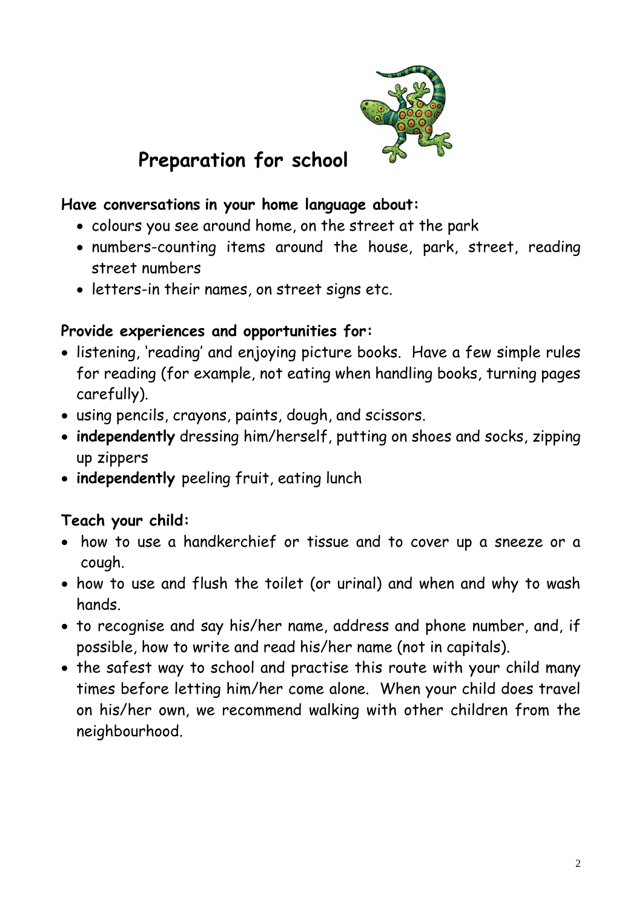# Preparation for school

**Have conversations in your home language about:**

- colours you see around home, on the street at the park
- numbers-counting items around the house, park, street, reading street numbers
- letters-in their names, on street signs etc.

**Provide experiences and opportunities for:**

- listening, 'reading' and enjoying picture books. Have a few simple rules for reading (for example, not eating when handling books, turning pages carefully).
- using pencils, crayons, paints, dough, and scissors.
- **independently** dressing him/herself, putting on shoes and socks, zipping up zippers
- **independently** peeling fruit, eating lunch

**Teach your child:**

- how to use a handkerchief or tissue and to cover up a sneeze or a cough.
- how to use and flush the toilet (or urinal) and when and why to wash hands.
- to recognise and say his/her name, address and phone number, and, if possible, how to write and read his/her name (not in capitals).
- the safest way to school and practise this route with your child many times before letting him/her come alone. When your child does travel on his/her own, we recommend walking with other children from the neighbourhood.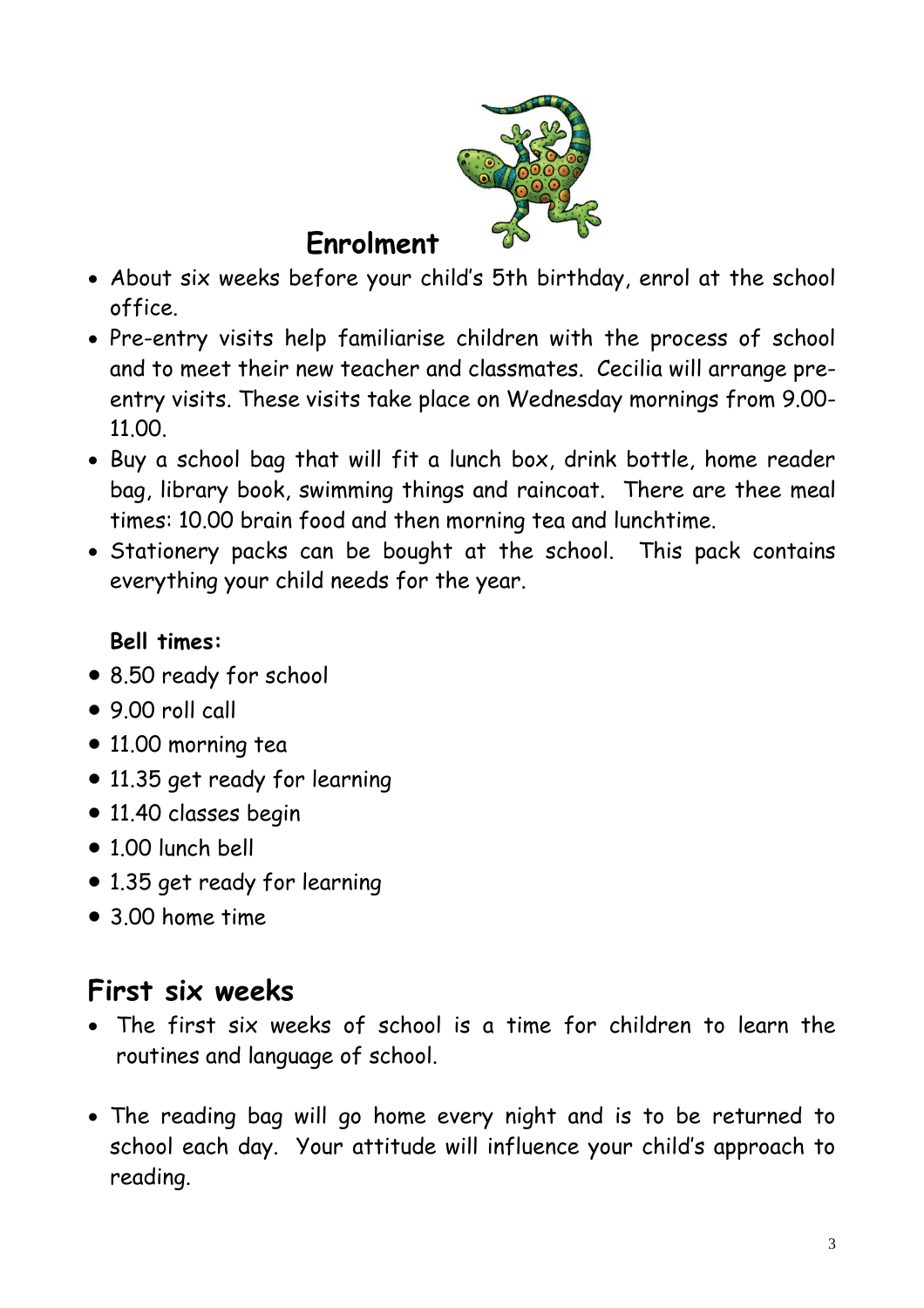## Enrolment

- About six weeks before your child's 5th birthday, enrol at the school office.
- Pre-entry visits help familiarise children with the process of school and to meet their new teacher and classmates. Cecilia will arrange pre-entry visits. These visits take place on Wednesday mornings from 9.00-11.00.
- Buy a school bag that will fit a lunch box, drink bottle, home reader bag, library book, swimming things and raincoat. There are thee meal times: 10.00 brain food and then morning tea and lunchtime.
- Stationery packs can be bought at the school. This pack contains everything your child needs for the year.

**Bell times:**

- 8.50 ready for school
- 9.00 roll call
- 11.00 morning tea
- 11.35 get ready for learning
- 11.40 classes begin
- 1.00 lunch bell
- 1.35 get ready for learning
- 3.00 home time

## First six weeks

- The first six weeks of school is a time for children to learn the routines and language of school.
- The reading bag will go home every night and is to be returned to school each day. Your attitude will influence your child's approach to reading.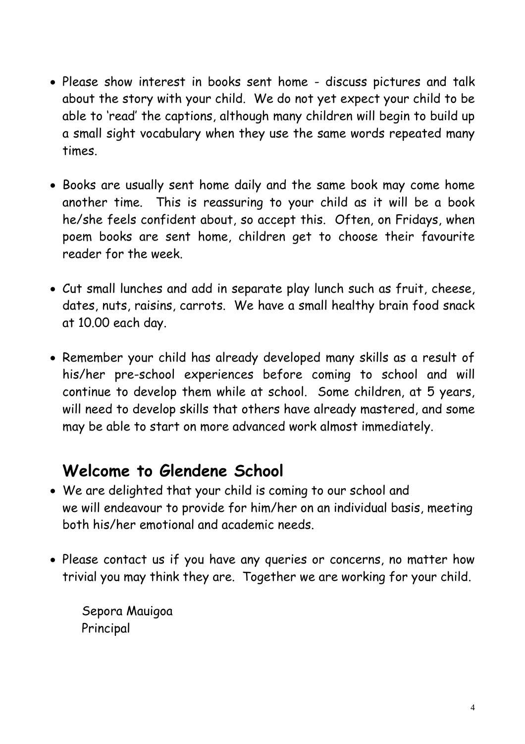- Please show interest in books sent home - discuss pictures and talk about the story with your child. We do not yet expect your child to be able to 'read' the captions, although many children will begin to build up a small sight vocabulary when they use the same words repeated many times.

- Books are usually sent home daily and the same book may come home another time. This is reassuring to your child as it will be a book he/she feels confident about, so accept this. Often, on Fridays, when poem books are sent home, children get to choose their favourite reader for the week.

- Cut small lunches and add in separate play lunch such as fruit, cheese, dates, nuts, raisins, carrots. We have a small healthy brain food snack at 10.00 each day.

- Remember your child has already developed many skills as a result of his/her pre-school experiences before coming to school and will continue to develop them while at school. Some children, at 5 years, will need to develop skills that others have already mastered, and some may be able to start on more advanced work almost immediately.

## Welcome to Glendene School

- We are delighted that your child is coming to our school and we will endeavour to provide for him/her on an individual basis, meeting both his/her emotional and academic needs.

- Please contact us if you have any queries or concerns, no matter how trivial you may think they are. Together we are working for your child.

Sepora Mauigoa
Principal